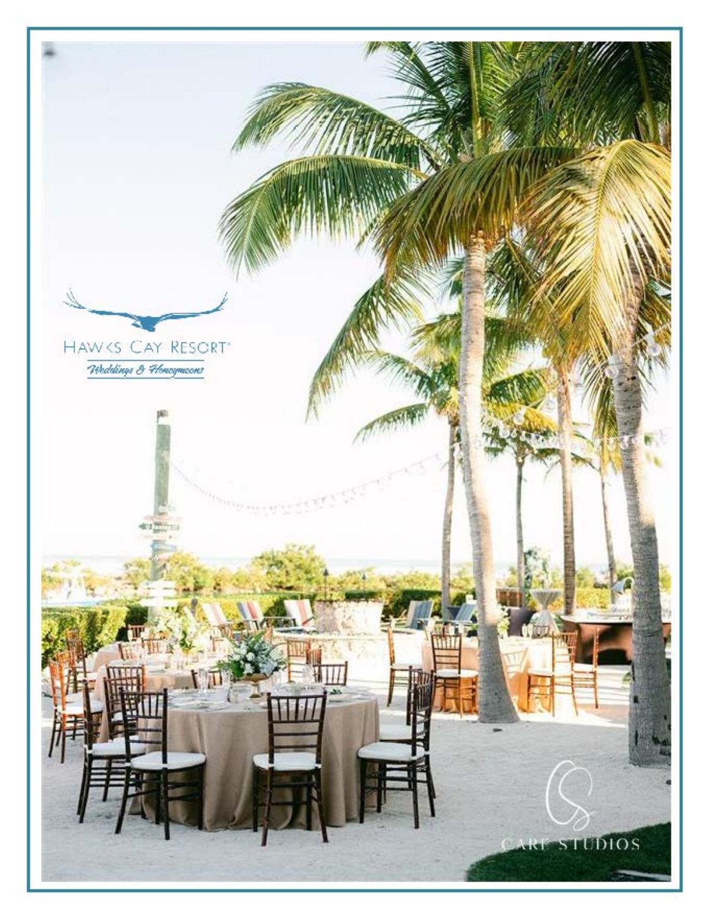HAWKS CAY RESORT®

*Weddings & Honeymoons*

CARE STUDIOS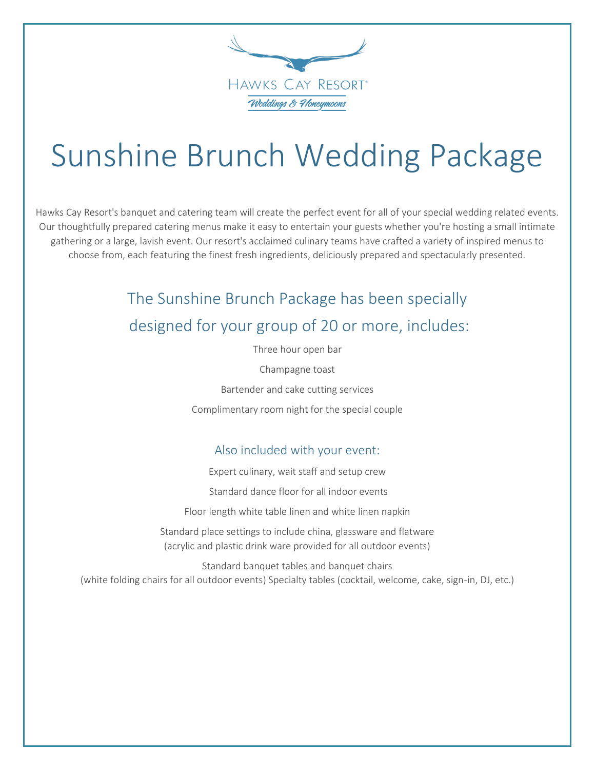Hawks Cay Resort®

*Weddings & Honeymoons*

# Sunshine Brunch Wedding Package

Hawks Cay Resort's banquet and catering team will create the perfect event for all of your special wedding related events. Our thoughtfully prepared catering menus make it easy to entertain your guests whether you're hosting a small intimate gathering or a large, lavish event. Our resort's acclaimed culinary teams have crafted a variety of inspired menus to choose from, each featuring the finest fresh ingredients, deliciously prepared and spectacularly presented.

## The Sunshine Brunch Package has been specially designed for your group of 20 or more, includes:

Three hour open bar

Champagne toast

Bartender and cake cutting services

Complimentary room night for the special couple

### Also included with your event:

Expert culinary, wait staff and setup crew

Standard dance floor for all indoor events

Floor length white table linen and white linen napkin

Standard place settings to include china, glassware and flatware
(acrylic and plastic drink ware provided for all outdoor events)

Standard banquet tables and banquet chairs
(white folding chairs for all outdoor events) Specialty tables (cocktail, welcome, cake, sign-in, DJ, etc.)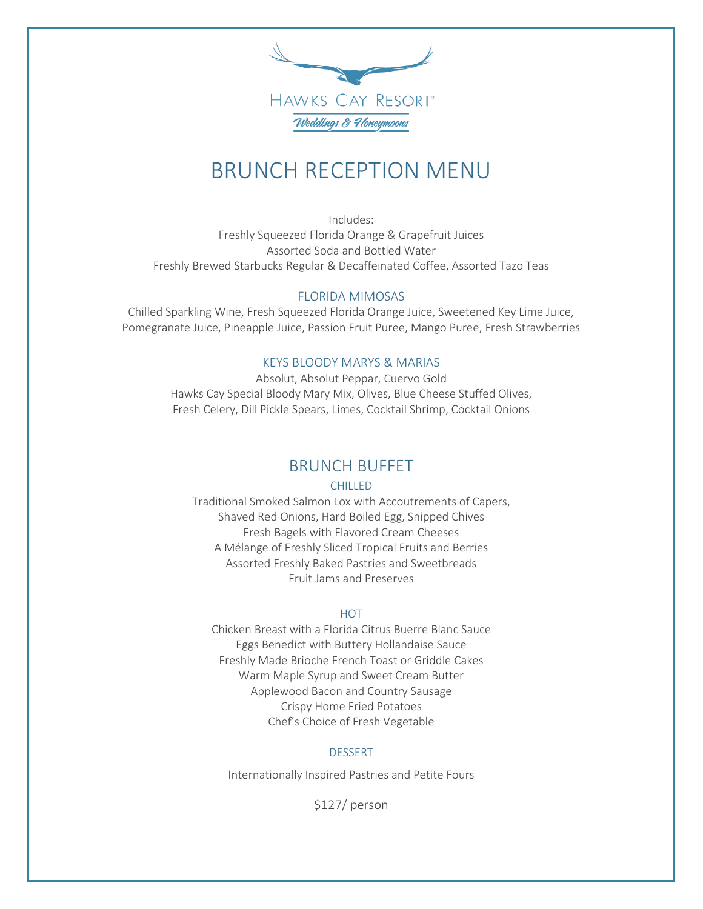Hawks Cay Resort®

*Weddings & Honeymoons*

# BRUNCH RECEPTION MENU

Includes:
Freshly Squeezed Florida Orange & Grapefruit Juices
Assorted Soda and Bottled Water
Freshly Brewed Starbucks Regular & Decaffeinated Coffee, Assorted Tazo Teas

### FLORIDA MIMOSAS

Chilled Sparkling Wine, Fresh Squeezed Florida Orange Juice, Sweetened Key Lime Juice, Pomegranate Juice, Pineapple Juice, Passion Fruit Puree, Mango Puree, Fresh Strawberries

### KEYS BLOODY MARYS & MARIAS

Absolut, Absolut Peppar, Cuervo Gold
Hawks Cay Special Bloody Mary Mix, Olives, Blue Cheese Stuffed Olives, Fresh Celery, Dill Pickle Spears, Limes, Cocktail Shrimp, Cocktail Onions

## BRUNCH BUFFET

### CHILLED

Traditional Smoked Salmon Lox with Accoutrements of Capers, Shaved Red Onions, Hard Boiled Egg, Snipped Chives
Fresh Bagels with Flavored Cream Cheeses
A Mélange of Freshly Sliced Tropical Fruits and Berries
Assorted Freshly Baked Pastries and Sweetbreads
Fruit Jams and Preserves

### HOT

Chicken Breast with a Florida Citrus Buerre Blanc Sauce
Eggs Benedict with Buttery Hollandaise Sauce
Freshly Made Brioche French Toast or Griddle Cakes
Warm Maple Syrup and Sweet Cream Butter
Applewood Bacon and Country Sausage
Crispy Home Fried Potatoes
Chef's Choice of Fresh Vegetable

### DESSERT

Internationally Inspired Pastries and Petite Fours

$127/ person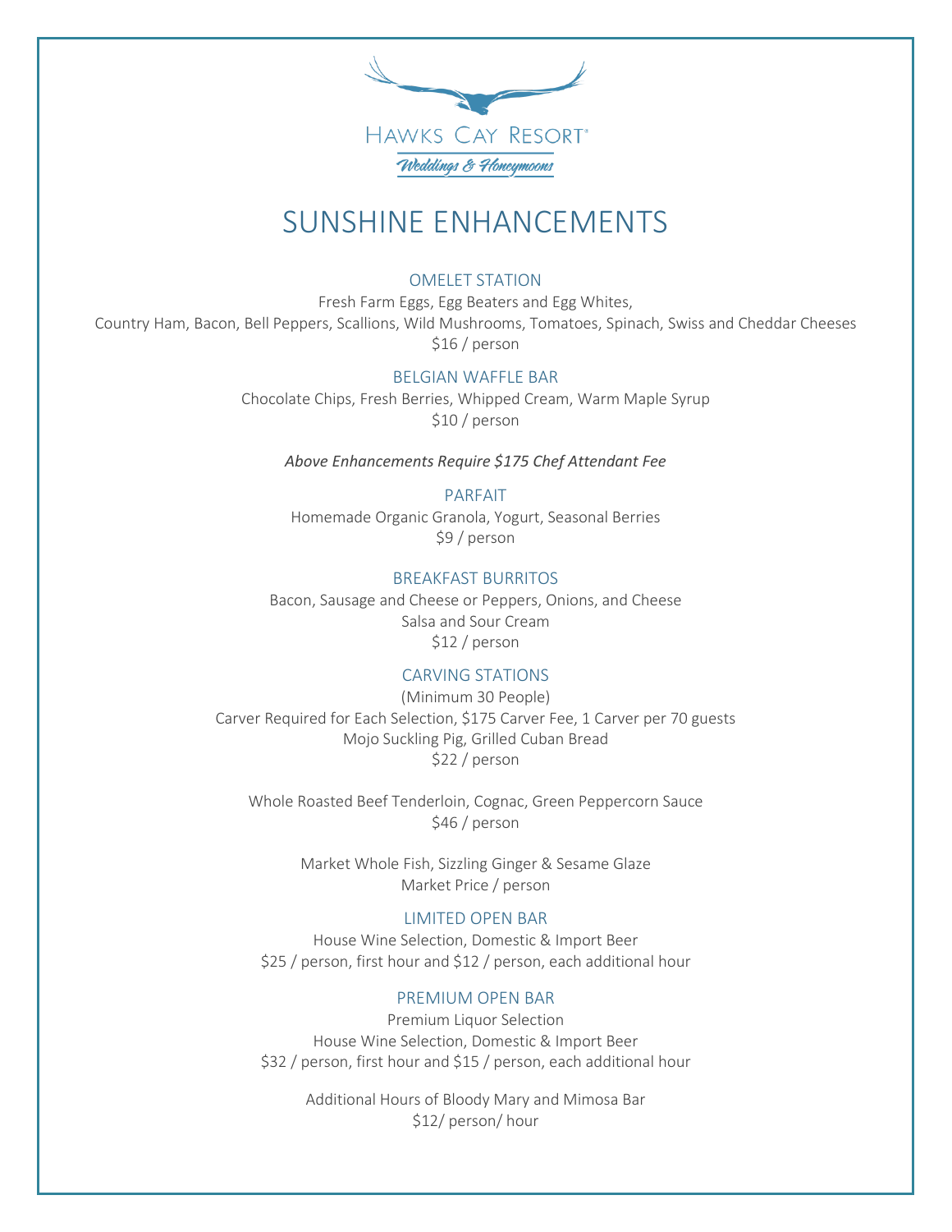HAWKS CAY RESORT®

*Weddings & Honeymoons*

# SUNSHINE ENHANCEMENTS

## OMELET STATION

Fresh Farm Eggs, Egg Beaters and Egg Whites,
Country Ham, Bacon, Bell Peppers, Scallions, Wild Mushrooms, Tomatoes, Spinach, Swiss and Cheddar Cheeses
$16 / person

## BELGIAN WAFFLE BAR

Chocolate Chips, Fresh Berries, Whipped Cream, Warm Maple Syrup
$10 / person

*Above Enhancements Require $175 Chef Attendant Fee*

## PARFAIT

Homemade Organic Granola, Yogurt, Seasonal Berries
$9 / person

## BREAKFAST BURRITOS

Bacon, Sausage and Cheese or Peppers, Onions, and Cheese
Salsa and Sour Cream
$12 / person

## CARVING STATIONS

(Minimum 30 People)
Carver Required for Each Selection, $175 Carver Fee, 1 Carver per 70 guests
Mojo Suckling Pig, Grilled Cuban Bread
$22 / person

Whole Roasted Beef Tenderloin, Cognac, Green Peppercorn Sauce
$46 / person

Market Whole Fish, Sizzling Ginger & Sesame Glaze
Market Price / person

## LIMITED OPEN BAR

House Wine Selection, Domestic & Import Beer
$25 / person, first hour and $12 / person, each additional hour

## PREMIUM OPEN BAR

Premium Liquor Selection
House Wine Selection, Domestic & Import Beer
$32 / person, first hour and $15 / person, each additional hour

Additional Hours of Bloody Mary and Mimosa Bar
$12/ person/ hour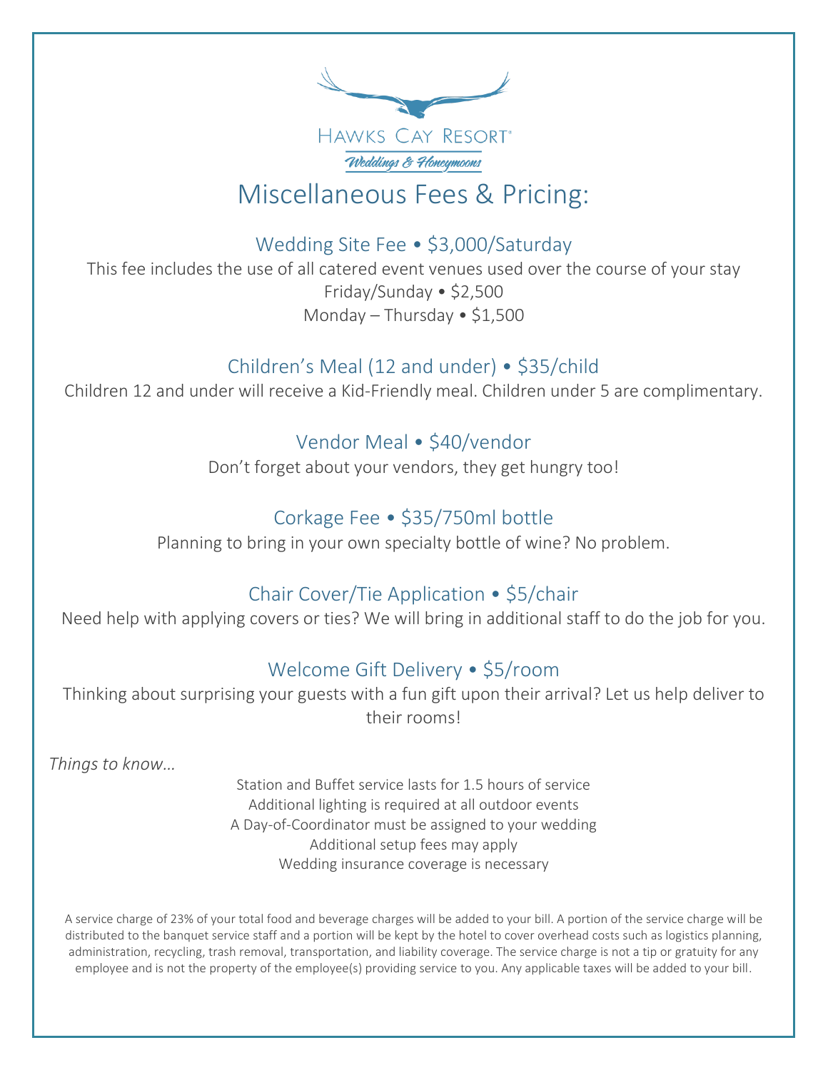HAWKS CAY RESORT®

*Weddings & Honeymoons*

# Miscellaneous Fees & Pricing:

## Wedding Site Fee • $3,000/Saturday

This fee includes the use of all catered event venues used over the course of your stay

Friday/Sunday • $2,500

Monday – Thursday • $1,500

## Children's Meal (12 and under) • $35/child

Children 12 and under will receive a Kid-Friendly meal. Children under 5 are complimentary.

## Vendor Meal • $40/vendor

Don't forget about your vendors, they get hungry too!

## Corkage Fee • $35/750ml bottle

Planning to bring in your own specialty bottle of wine? No problem.

## Chair Cover/Tie Application • $5/chair

Need help with applying covers or ties? We will bring in additional staff to do the job for you.

## Welcome Gift Delivery • $5/room

Thinking about surprising your guests with a fun gift upon their arrival? Let us help deliver to their rooms!

*Things to know…*

Station and Buffet service lasts for 1.5 hours of service

Additional lighting is required at all outdoor events

A Day-of-Coordinator must be assigned to your wedding

Additional setup fees may apply

Wedding insurance coverage is necessary

A service charge of 23% of your total food and beverage charges will be added to your bill. A portion of the service charge will be distributed to the banquet service staff and a portion will be kept by the hotel to cover overhead costs such as logistics planning, administration, recycling, trash removal, transportation, and liability coverage. The service charge is not a tip or gratuity for any employee and is not the property of the employee(s) providing service to you. Any applicable taxes will be added to your bill.